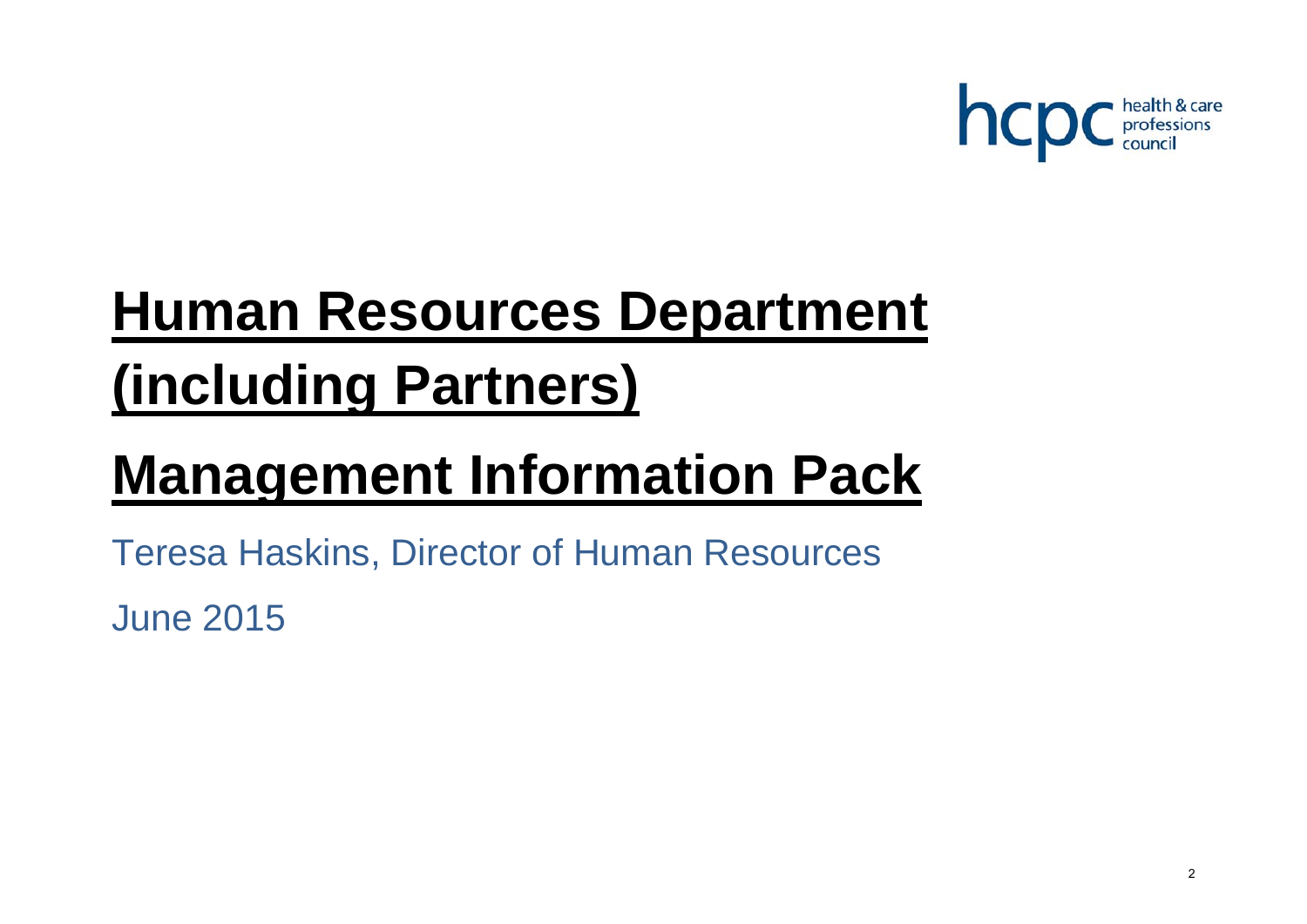# Human Resources Department (including Partners)

# Management Information Pack

Teresa Haskins, Director of Human Resources

June 2015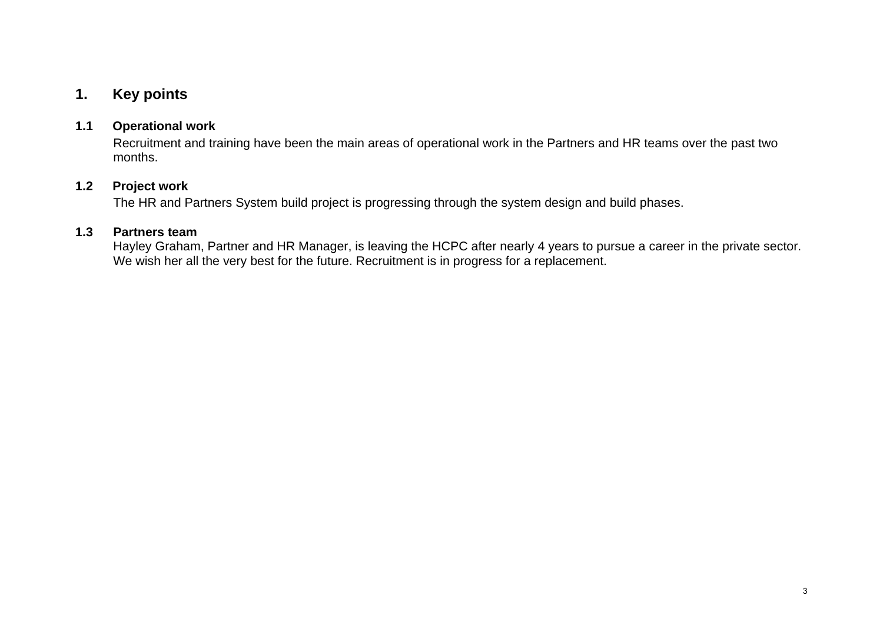## 1. Key points

### 1.1 Operational work

Recruitment and training have been the main areas of operational work in the Partners and HR teams over the past two months.

### 1.2 Project work

The HR and Partners System build project is progressing through the system design and build phases.

### 1.3 Partners team

Hayley Graham, Partner and HR Manager, is leaving the HCPC after nearly 4 years to pursue a career in the private sector. We wish her all the very best for the future. Recruitment is in progress for a replacement.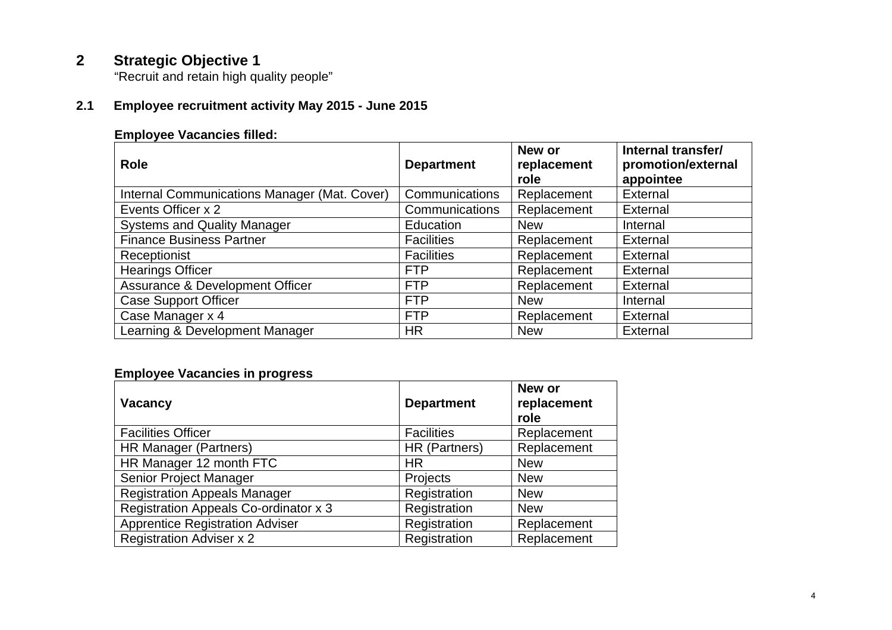# 2 Strategic Objective 1

"Recruit and retain high quality people"

## 2.1 Employee recruitment activity May 2015 - June 2015

**Employee Vacancies filled:**

| Role | Department | New or replacement role | Internal transfer/ promotion/external appointee |
|---|---|---|---|
| Internal Communications Manager (Mat. Cover) | Communications | Replacement | External |
| Events Officer x 2 | Communications | Replacement | External |
| Systems and Quality Manager | Education | New | Internal |
| Finance Business Partner | Facilities | Replacement | External |
| Receptionist | Facilities | Replacement | External |
| Hearings Officer | FTP | Replacement | External |
| Assurance & Development Officer | FTP | Replacement | External |
| Case Support Officer | FTP | New | Internal |
| Case Manager x 4 | FTP | Replacement | External |
| Learning & Development Manager | HR | New | External |

**Employee Vacancies in progress**

| Vacancy | Department | New or replacement role |
|---|---|---|
| Facilities Officer | Facilities | Replacement |
| HR Manager (Partners) | HR (Partners) | Replacement |
| HR Manager 12 month FTC | HR | New |
| Senior Project Manager | Projects | New |
| Registration Appeals Manager | Registration | New |
| Registration Appeals Co-ordinator x 3 | Registration | New |
| Apprentice Registration Adviser | Registration | Replacement |
| Registration Adviser x 2 | Registration | Replacement |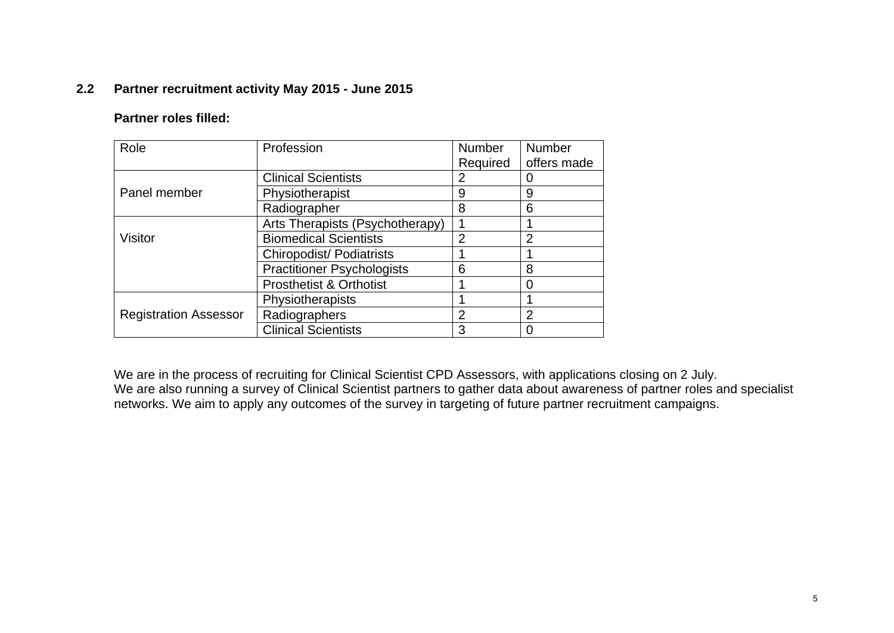## 2.2 Partner recruitment activity May 2015 - June 2015

**Partner roles filled:**

| Role | Profession | Number Required | Number offers made |
|---|---|---|---|
| Panel member | Clinical Scientists | 2 | 0 |
| | Physiotherapist | 9 | 9 |
| | Radiographer | 8 | 6 |
| Visitor | Arts Therapists (Psychotherapy) | 1 | 1 |
| | Biomedical Scientists | 2 | 2 |
| | Chiropodist/ Podiatrists | 1 | 1 |
| | Practitioner Psychologists | 6 | 8 |
| | Prosthetist & Orthotist | 1 | 0 |
| Registration Assessor | Physiotherapists | 1 | 1 |
| | Radiographers | 2 | 2 |
| | Clinical Scientists | 3 | 0 |

We are in the process of recruiting for Clinical Scientist CPD Assessors, with applications closing on 2 July.
We are also running a survey of Clinical Scientist partners to gather data about awareness of partner roles and specialist networks. We aim to apply any outcomes of the survey in targeting of future partner recruitment campaigns.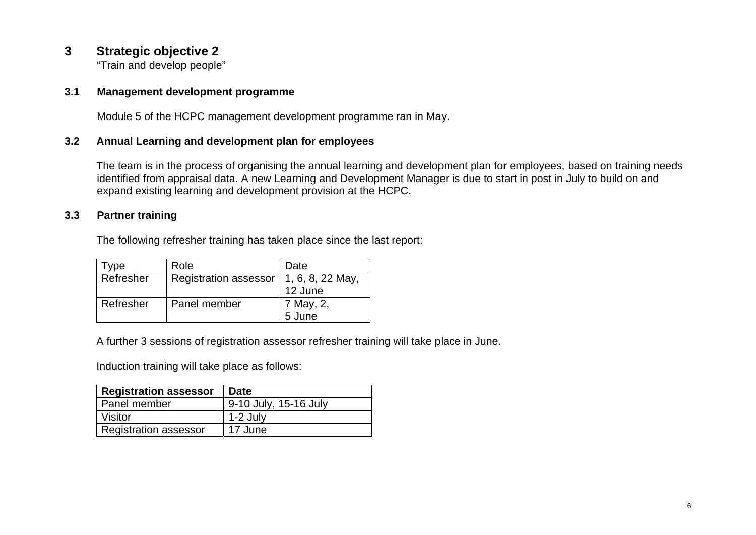# 3 Strategic objective 2

"Train and develop people"

## 3.1 Management development programme

Module 5 of the HCPC management development programme ran in May.

## 3.2 Annual Learning and development plan for employees

The team is in the process of organising the annual learning and development plan for employees, based on training needs identified from appraisal data. A new Learning and Development Manager is due to start in post in July to build on and expand existing learning and development provision at the HCPC.

## 3.3 Partner training

The following refresher training has taken place since the last report:

| Type | Role | Date |
|---|---|---|
| Refresher | Registration assessor | 1, 6, 8, 22 May, 12 June |
| Refresher | Panel member | 7 May, 2, 5 June |

A further 3 sessions of registration assessor refresher training will take place in June.

Induction training will take place as follows:

| **Registration assessor** | **Date** |
|---|---|
| Panel member | 9-10 July, 15-16 July |
| Visitor | 1-2 July |
| Registration assessor | 17 June |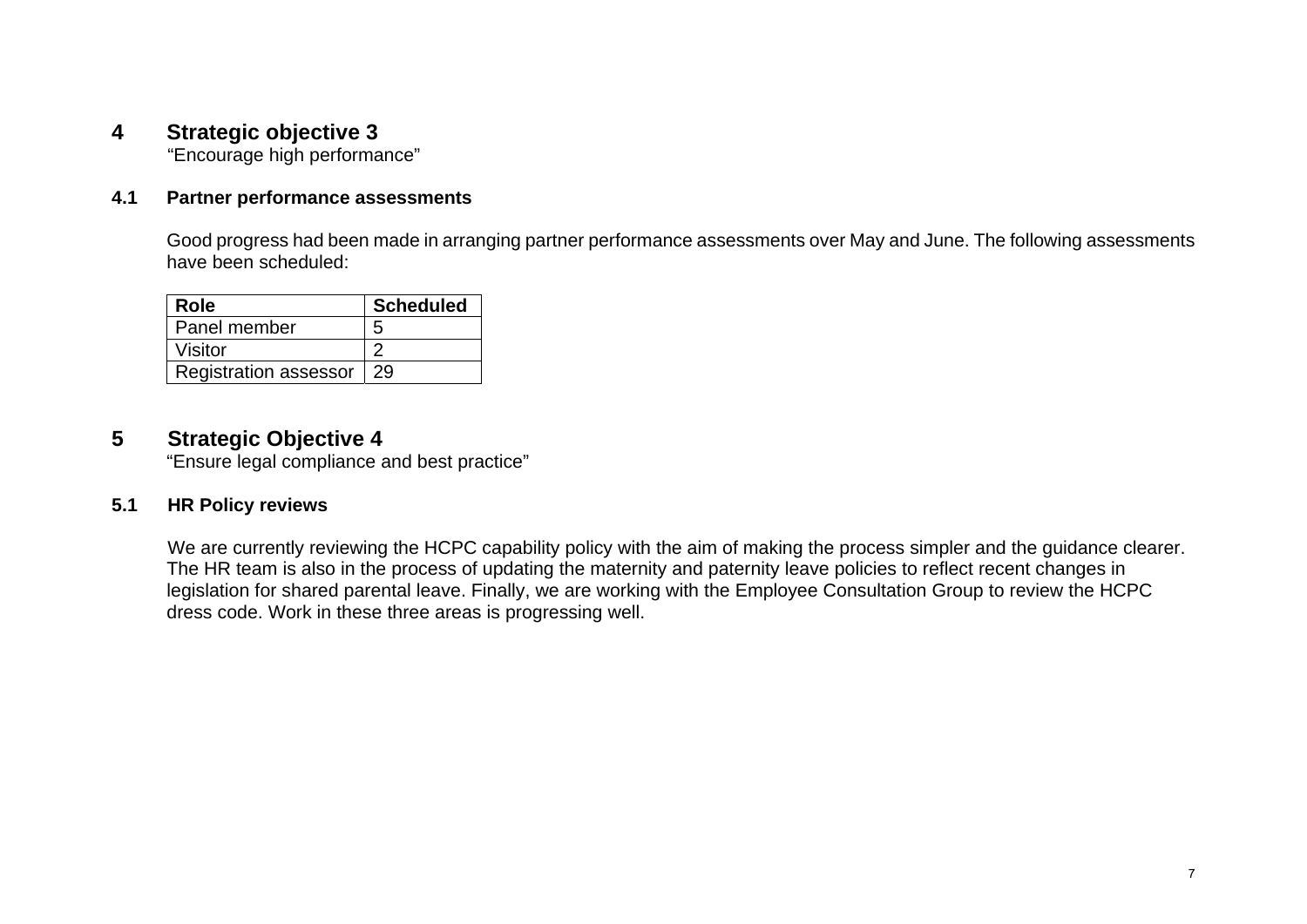## 4 Strategic objective 3

"Encourage high performance"

### 4.1 Partner performance assessments

Good progress had been made in arranging partner performance assessments over May and June. The following assessments have been scheduled:

| Role | Scheduled |
|---|---|
| Panel member | 5 |
| Visitor | 2 |
| Registration assessor | 29 |

## 5 Strategic Objective 4

"Ensure legal compliance and best practice"

### 5.1 HR Policy reviews

We are currently reviewing the HCPC capability policy with the aim of making the process simpler and the guidance clearer. The HR team is also in the process of updating the maternity and paternity leave policies to reflect recent changes in legislation for shared parental leave. Finally, we are working with the Employee Consultation Group to review the HCPC dress code. Work in these three areas is progressing well.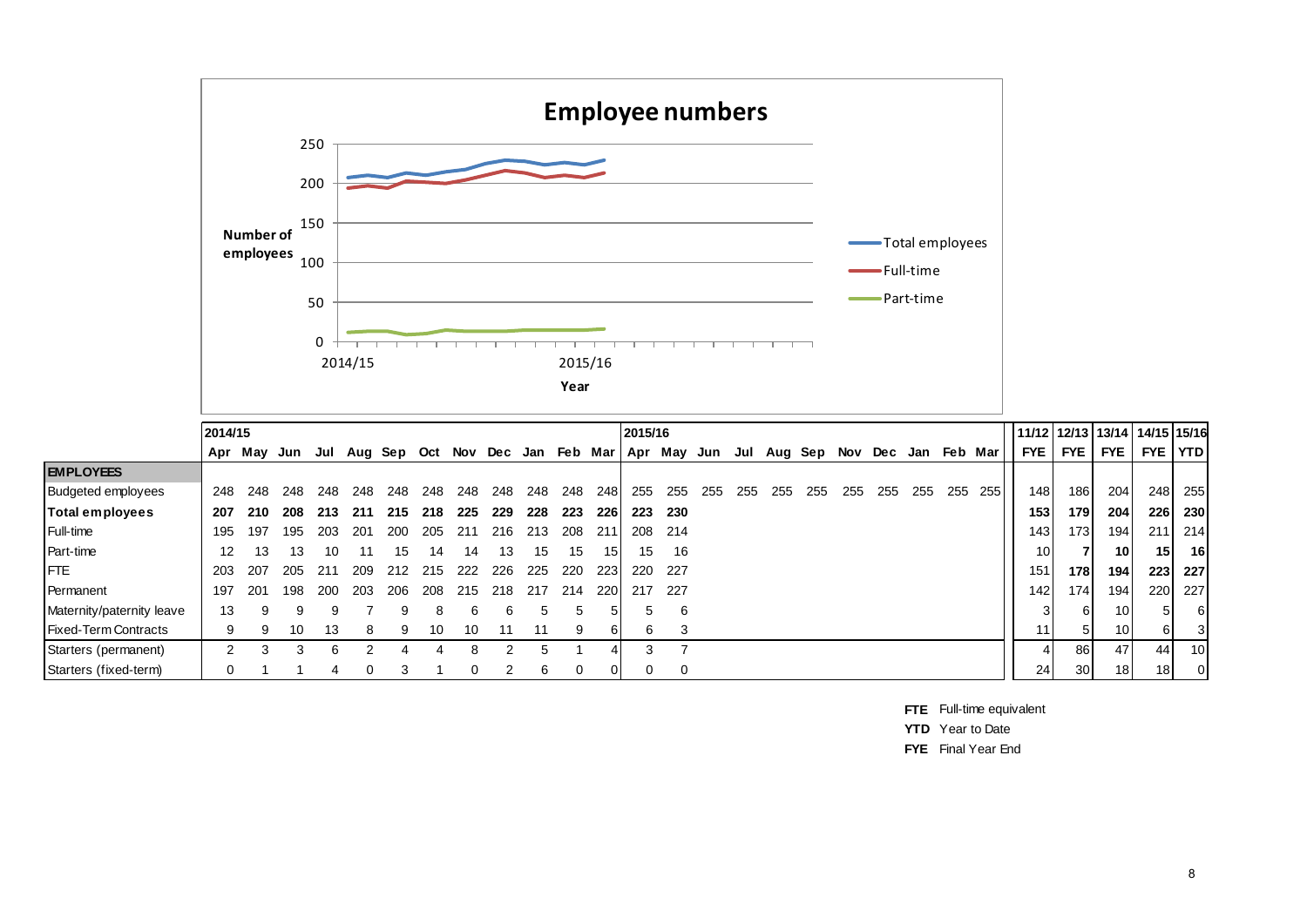# Employee numbers

| | 2014/15 | | | | | | | | | | | | 2015/16 | | | | | | | | | | | | 11/12 | 12/13 | 13/14 | 14/15 | 15/16 |
|---|---|---|---|---|---|---|---|---|---|---|---|---|---|---|---|---|---|---|---|---|---|---|---|---|---|---|---|---|---|
| | Apr | May | Jun | Jul | Aug | Sep | Oct | Nov | Dec | Jan | Feb | Mar | Apr | May | Jun | Jul | Aug | Sep | Nov | Dec | Jan | Feb | Mar | | FYE | FYE | FYE | FYE | YTD |
| **EMPLOYEES** | | | | | | | | | | | | | | | | | | | | | | | | | | | | | |
| Budgeted employees | 248 | 248 | 248 | 248 | 248 | 248 | 248 | 248 | 248 | 248 | 248 | 248 | 255 | 255 | 255 | 255 | 255 | 255 | 255 | 255 | 255 | 255 | 255 | | 148 | 186 | 204 | 248 | 255 |
| **Total employees** | **207** | **210** | **208** | **213** | **211** | **215** | **218** | **225** | **229** | **228** | **223** | **226** | **223** | **230** | | | | | | | | | | | **153** | **179** | **204** | **226** | **230** |
| Full-time | 195 | 197 | 195 | 203 | 201 | 200 | 205 | 211 | 216 | 213 | 208 | 211 | 208 | 214 | | | | | | | | | | | 143 | 173 | 194 | 211 | 214 |
| Part-time | 12 | 13 | 13 | 10 | 11 | 15 | 14 | 14 | 13 | 15 | 15 | 15 | 15 | 16 | | | | | | | | | | | 10 | **7** | **10** | **15** | **16** |
| FTE | 203 | 207 | 205 | 211 | 209 | 212 | 215 | 222 | 226 | 225 | 220 | 223 | 220 | 227 | | | | | | | | | | | 151 | **178** | **194** | **223** | **227** |
| Permanent | 197 | 201 | 198 | 200 | 203 | 206 | 208 | 215 | 218 | 217 | 214 | 220 | 217 | 227 | | | | | | | | | | | 142 | 174 | 194 | 220 | 227 |
| Maternity/paternity leave | 13 | 9 | 9 | 9 | 7 | 9 | 8 | 6 | 6 | 5 | 5 | 5 | 5 | 6 | | | | | | | | | | | 3 | 6 | 10 | 5 | 6 |
| Fixed-Term Contracts | 9 | 9 | 10 | 13 | 8 | 9 | 10 | 10 | 11 | 11 | 9 | 6 | 6 | 3 | | | | | | | | | | | 11 | 5 | 10 | 6 | 3 |
| Starters (permanent) | 2 | 3 | 3 | 6 | 2 | 4 | 4 | 8 | 2 | 5 | 1 | 4 | 3 | 7 | | | | | | | | | | | 4 | 86 | 47 | 44 | 10 |
| Starters (fixed-term) | 0 | 1 | 1 | 4 | 0 | 3 | 1 | 0 | 2 | 6 | 0 | 0 | 0 | 0 | | | | | | | | | | | 24 | 30 | 18 | 18 | 0 |

**FTE** Full-time equivalent

**YTD** Year to Date

**FYE** Final Year End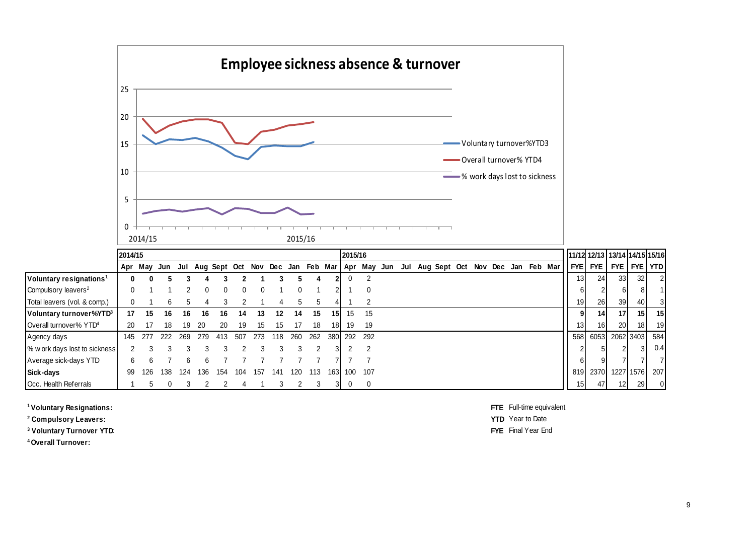# Employee sickness absence & turnover

| | 2014/15 | | | | | | | | | | | | 2015/16 | | | | | | | | | | | | 11/12 | 12/13 | 13/14 | 14/15 | 15/16 |
|---|---|---|---|---|---|---|---|---|---|---|---|---|---|---|---|---|---|---|---|---|---|---|---|---|---|---|---|---|---|
| | Apr | May | Jun | Jul | Aug | Sept | Oct | Nov | Dec | Jan | Feb | Mar | Apr | May | Jun | Jul | Aug | Sept | Oct | Nov | Dec | Jan | Feb | Mar | FYE | FYE | FYE | FYE | YTD |
| **Voluntary resignations[1]** | **0** | **0** | **5** | **3** | **4** | **3** | **2** | **1** | **3** | **5** | **4** | **2** | 0 | 2 | | | | | | | | | | | 13 | 24 | 33 | 32 | 2 |
| Compulsory leavers[2] | 0 | 1 | 1 | 2 | 0 | 0 | 0 | 0 | 1 | 0 | 1 | 2 | 1 | 0 | | | | | | | | | | | 6 | 2 | 6 | 8 | 1 |
| Total leavers (vol. & comp.) | 0 | 1 | 6 | 5 | 4 | 3 | 2 | 1 | 4 | 5 | 5 | 4 | 1 | 2 | | | | | | | | | | | 19 | 26 | 39 | 40 | 3 |
| **Voluntary turnover%YTD[3]** | **17** | **15** | **16** | **16** | **16** | **16** | **14** | **13** | **12** | **14** | **15** | **15** | 15 | 15 | | | | | | | | | | | **9** | **14** | **17** | **15** | **15** |
| Overall turnover% YTD[4] | 20 | 17 | 18 | 19 | 20 | 20 | 19 | 15 | 15 | 17 | 18 | 18 | 19 | 19 | | | | | | | | | | | 13 | 16 | 20 | 18 | 19 |
| Agency days | 145 | 277 | 222 | 269 | 279 | 413 | 507 | 273 | 118 | 260 | 262 | 380 | 292 | 292 | | | | | | | | | | | 568 | 6053 | 2062 | 3403 | 584 |
| % work days lost to sickness | 2 | 3 | 3 | 3 | 3 | 3 | 2 | 3 | 3 | 3 | 2 | 3 | 2 | 2 | | | | | | | | | | | 2 | 5 | 2 | 3 | 0.4 |
| Average sick-days YTD | 6 | 6 | 7 | 6 | 6 | 7 | 7 | 7 | 7 | 7 | 7 | 7 | 7 | 7 | | | | | | | | | | | 6 | 9 | 7 | 7 | 7 |
| **Sick-days** | 99 | 126 | 138 | 124 | 136 | 154 | 104 | 157 | 141 | 120 | 113 | 163 | 100 | 107 | | | | | | | | | | | 819 | 2370 | 1227 | 1576 | 207 |
| Occ. Health Referrals | 1 | 5 | 0 | 3 | 2 | 2 | 4 | 1 | 3 | 2 | 3 | 3 | 0 | 0 | | | | | | | | | | | 15 | 47 | 12 | 29 | 0 |

[1] **Voluntary Resignations:**

[2] **Compulsory Leavers:**

[3] **Voluntary Turnover YTD:**

[4] **Overall Turnover:**

**FTE** Full-time equivalent

**YTD** Year to Date

**FYE** Final Year End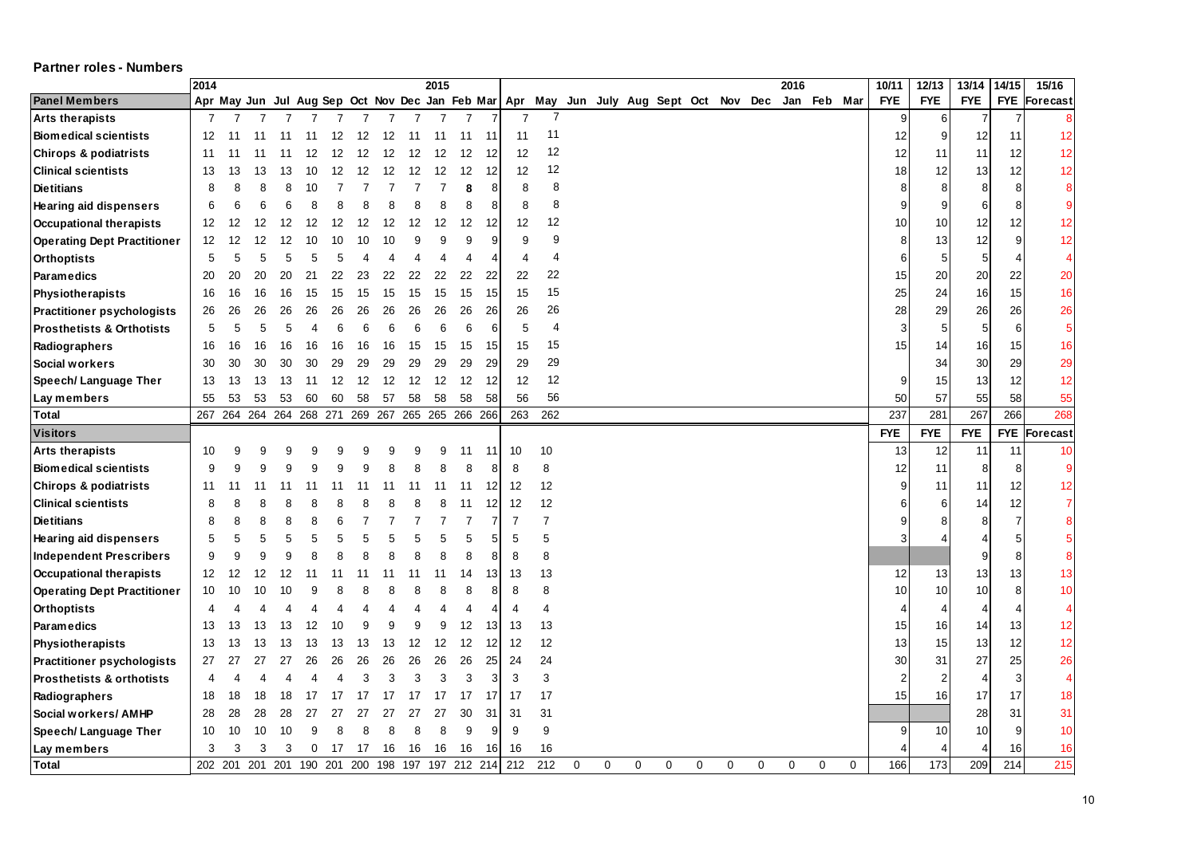**Partner roles - Numbers**

| | 2014 | | | | | | | | | 2015 | | | | | | | | | | | | 2016 | | | 10/11 | 12/13 | 13/14 | 14/15 | 15/16 |
|---|---|---|---|---|---|---|---|---|---|---|---|---|---|---|---|---|---|---|---|---|---|---|---|---|---|---|---|---|---|
| **Panel Members** | Apr | May | Jun | Jul | Aug | Sep | Oct | Nov | Dec | Jan | Feb | Mar | Apr | May | Jun | July | Aug | Sept | Oct | Nov | Dec | Jan | Feb | Mar | FYE | FYE | FYE | FYE | Forecast |
| **Arts therapists** | 7 | 7 | 7 | 7 | 7 | 7 | 7 | 7 | 7 | 7 | 7 | 7 | 7 | 7 | | | | | | | | | | | 9 | 6 | 7 | 7 | 8 |
| **Biomedical scientists** | 12 | 11 | 11 | 11 | 11 | 12 | 12 | 12 | 11 | 11 | 11 | 11 | 11 | 11 | | | | | | | | | | | 12 | 9 | 12 | 11 | 12 |
| **Chirops & podiatrists** | 11 | 11 | 11 | 11 | 12 | 12 | 12 | 12 | 12 | 12 | 12 | 12 | 12 | 12 | | | | | | | | | | | 12 | 11 | 11 | 12 | 12 |
| **Clinical scientists** | 13 | 13 | 13 | 13 | 10 | 12 | 12 | 12 | 12 | 12 | 12 | 12 | 12 | 12 | | | | | | | | | | | 18 | 12 | 13 | 12 | 12 |
| **Dietitians** | 8 | 8 | 8 | 8 | 10 | 7 | 7 | 7 | 7 | 7 | 8 | 8 | 8 | 8 | | | | | | | | | | | 8 | 8 | 8 | 8 | 8 |
| **Hearing aid dispensers** | 6 | 6 | 6 | 6 | 8 | 8 | 8 | 8 | 8 | 8 | 8 | 8 | 8 | 8 | | | | | | | | | | | 9 | 9 | 6 | 8 | 9 |
| **Occupational therapists** | 12 | 12 | 12 | 12 | 12 | 12 | 12 | 12 | 12 | 12 | 12 | 12 | 12 | 12 | | | | | | | | | | | 10 | 10 | 12 | 12 | 12 |
| **Operating Dept Practitioner** | 12 | 12 | 12 | 12 | 10 | 10 | 10 | 10 | 9 | 9 | 9 | 9 | 9 | 9 | | | | | | | | | | | 8 | 13 | 12 | 9 | 12 |
| **Orthoptists** | 5 | 5 | 5 | 5 | 5 | 5 | 4 | 4 | 4 | 4 | 4 | 4 | 4 | 4 | | | | | | | | | | | 6 | 5 | 5 | 4 | 4 |
| **Paramedics** | 20 | 20 | 20 | 20 | 21 | 22 | 23 | 22 | 22 | 22 | 22 | 22 | 22 | 22 | | | | | | | | | | | 15 | 20 | 20 | 22 | 20 |
| **Physiotherapists** | 16 | 16 | 16 | 16 | 15 | 15 | 15 | 15 | 15 | 15 | 15 | 15 | 15 | 15 | | | | | | | | | | | 25 | 24 | 16 | 15 | 16 |
| **Practitioner psychologists** | 26 | 26 | 26 | 26 | 26 | 26 | 26 | 26 | 26 | 26 | 26 | 26 | 26 | 26 | | | | | | | | | | | 28 | 29 | 26 | 26 | 26 |
| **Prosthetists & Orthotists** | 5 | 5 | 5 | 5 | 4 | 6 | 6 | 6 | 6 | 6 | 6 | 6 | 5 | 4 | | | | | | | | | | | 3 | 5 | 5 | 6 | 5 |
| **Radiographers** | 16 | 16 | 16 | 16 | 16 | 16 | 16 | 16 | 15 | 15 | 15 | 15 | 15 | 15 | | | | | | | | | | | 15 | 14 | 16 | 15 | 16 |
| **Social workers** | 30 | 30 | 30 | 30 | 30 | 29 | 29 | 29 | 29 | 29 | 29 | 29 | 29 | 29 | | | | | | | | | | | | 34 | 30 | 29 | 29 |
| **Speech/ Language Ther** | 13 | 13 | 13 | 13 | 11 | 12 | 12 | 12 | 12 | 12 | 12 | 12 | 12 | 12 | | | | | | | | | | | 9 | 15 | 13 | 12 | 12 |
| **Lay members** | 55 | 53 | 53 | 53 | 60 | 60 | 58 | 57 | 58 | 58 | 58 | 58 | 56 | 56 | | | | | | | | | | | 50 | 57 | 55 | 58 | 55 |
| **Total** | 267 | 264 | 264 | 264 | 268 | 271 | 269 | 267 | 265 | 265 | 266 | 266 | 263 | 262 | | | | | | | | | | | 237 | 281 | 267 | 266 | 268 |
| **Visitors** | | | | | | | | | | | | | | | | | | | | | | | | | FYE | FYE | FYE | FYE | Forecast |
| **Arts therapists** | 10 | 9 | 9 | 9 | 9 | 9 | 9 | 9 | 9 | 9 | 11 | 11 | 10 | 10 | | | | | | | | | | | 13 | 12 | 11 | 11 | 10 |
| **Biomedical scientists** | 9 | 9 | 9 | 9 | 9 | 9 | 9 | 8 | 8 | 8 | 8 | 8 | 8 | 8 | | | | | | | | | | | 12 | 11 | 8 | 8 | 9 |
| **Chirops & podiatrists** | 11 | 11 | 11 | 11 | 11 | 11 | 11 | 11 | 11 | 11 | 11 | 12 | 12 | 12 | | | | | | | | | | | 9 | 11 | 11 | 12 | 12 |
| **Clinical scientists** | 8 | 8 | 8 | 8 | 8 | 8 | 8 | 8 | 8 | 8 | 11 | 12 | 12 | 12 | | | | | | | | | | | 6 | 6 | 14 | 12 | 7 |
| **Dietitians** | 8 | 8 | 8 | 8 | 8 | 6 | 7 | 7 | 7 | 7 | 7 | 7 | 7 | 7 | | | | | | | | | | | 9 | 8 | 8 | 7 | 8 |
| **Hearing aid dispensers** | 5 | 5 | 5 | 5 | 5 | 5 | 5 | 5 | 5 | 5 | 5 | 5 | 5 | 5 | | | | | | | | | | | 3 | 4 | 4 | 5 | 5 |
| **Independent Prescribers** | 9 | 9 | 9 | 9 | 8 | 8 | 8 | 8 | 8 | 8 | 8 | 8 | 8 | 8 | | | | | | | | | | | | | 9 | 8 | 8 |
| **Occupational therapists** | 12 | 12 | 12 | 12 | 11 | 11 | 11 | 11 | 11 | 11 | 14 | 13 | 13 | 13 | | | | | | | | | | | 12 | 13 | 13 | 13 | 13 |
| **Operating Dept Practitioner** | 10 | 10 | 10 | 10 | 9 | 8 | 8 | 8 | 8 | 8 | 8 | 8 | 8 | 8 | | | | | | | | | | | 10 | 10 | 10 | 8 | 10 |
| **Orthoptists** | 4 | 4 | 4 | 4 | 4 | 4 | 4 | 4 | 4 | 4 | 4 | 4 | 4 | 4 | | | | | | | | | | | 4 | 4 | 4 | 4 | 4 |
| **Paramedics** | 13 | 13 | 13 | 13 | 12 | 10 | 9 | 9 | 9 | 9 | 12 | 13 | 13 | 13 | | | | | | | | | | | 15 | 16 | 14 | 13 | 12 |
| **Physiotherapists** | 13 | 13 | 13 | 13 | 13 | 13 | 13 | 13 | 12 | 12 | 12 | 12 | 12 | 12 | | | | | | | | | | | 13 | 15 | 13 | 12 | 12 |
| **Practitioner psychologists** | 27 | 27 | 27 | 27 | 26 | 26 | 26 | 26 | 26 | 26 | 26 | 25 | 24 | 24 | | | | | | | | | | | 30 | 31 | 27 | 25 | 26 |
| **Prosthetists & orthotists** | 4 | 4 | 4 | 4 | 4 | 4 | 3 | 3 | 3 | 3 | 3 | 3 | 3 | 3 | | | | | | | | | | | 2 | 2 | 4 | 3 | 4 |
| **Radiographers** | 18 | 18 | 18 | 18 | 17 | 17 | 17 | 17 | 17 | 17 | 17 | 17 | 17 | 17 | | | | | | | | | | | 15 | 16 | 17 | 17 | 18 |
| **Social workers/ AMHP** | 28 | 28 | 28 | 28 | 27 | 27 | 27 | 27 | 27 | 27 | 30 | 31 | 31 | 31 | | | | | | | | | | | | | 28 | 31 | 31 |
| **Speech/ Language Ther** | 10 | 10 | 10 | 10 | 9 | 8 | 8 | 8 | 8 | 8 | 9 | 9 | 9 | 9 | | | | | | | | | | | 9 | 10 | 10 | 9 | 10 |
| **Lay members** | 3 | 3 | 3 | 3 | 0 | 17 | 17 | 16 | 16 | 16 | 16 | 16 | 16 | 16 | | | | | | | | | | | 4 | 4 | 4 | 16 | 16 |
| **Total** | 202 | 201 | 201 | 201 | 190 | 201 | 200 | 198 | 197 | 197 | 212 | 214 | 212 | 212 | 0 | 0 | 0 | 0 | 0 | 0 | 0 | 0 | 0 | 0 | 166 | 173 | 209 | 214 | 215 |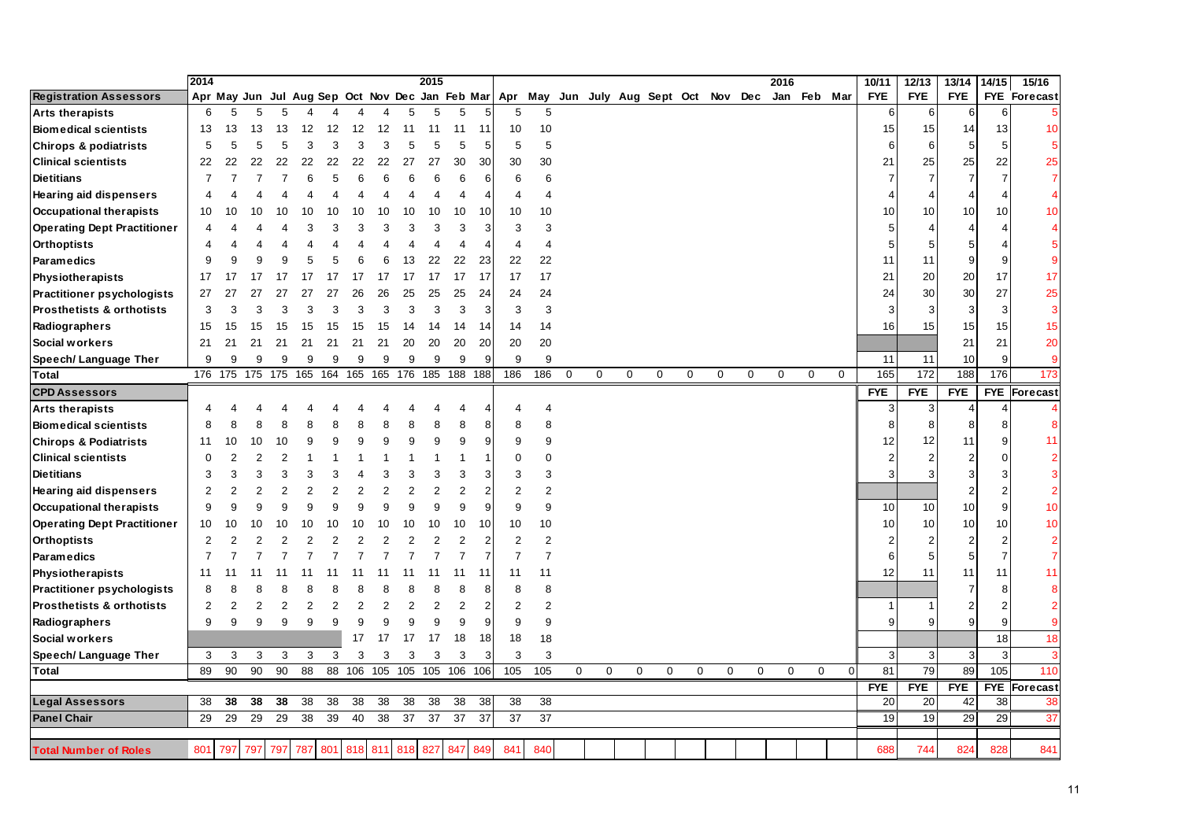| | 2014 | | | | | | | | | 2015 | | | | | | | | | | | | | 2016 | | | 10/11 | 12/13 | 13/14 | 14/15 | 15/16 |
|---|---|---|---|---|---|---|---|---|---|---|---|---|---|---|---|---|---|---|---|---|---|---|---|---|---|---|---|---|---|
| **Registration Assessors** | Apr | May | Jun | Jul | Aug | Sep | Oct | Nov | Dec | Jan | Feb | Mar | Apr | May | Jun | July | Aug | Sept | Oct | Nov | Dec | Jan | Feb | Mar | FYE | FYE | FYE | FYE | Forecast |
| **Arts therapists** | 6 | 5 | 5 | 5 | 4 | 4 | 4 | 4 | 5 | 5 | 5 | 5 | 5 | 5 | | | | | | | | | | | 6 | 6 | 6 | 6 | 5 |
| **Biomedical scientists** | 13 | 13 | 13 | 13 | 12 | 12 | 12 | 12 | 11 | 11 | 11 | 11 | 10 | 10 | | | | | | | | | | | 15 | 15 | 14 | 13 | 10 |
| **Chirops & podiatrists** | 5 | 5 | 5 | 5 | 3 | 3 | 3 | 3 | 5 | 5 | 5 | 5 | 5 | 5 | | | | | | | | | | | 6 | 6 | 5 | 5 | 5 |
| **Clinical scientists** | 22 | 22 | 22 | 22 | 22 | 22 | 22 | 22 | 27 | 27 | 30 | 30 | 30 | 30 | | | | | | | | | | | 21 | 25 | 25 | 22 | 25 |
| **Dietitians** | 7 | 7 | 7 | 7 | 6 | 5 | 6 | 6 | 6 | 6 | 6 | 6 | 6 | 6 | | | | | | | | | | | 7 | 7 | 7 | 7 | 7 |
| **Hearing aid dispensers** | 4 | 4 | 4 | 4 | 4 | 4 | 4 | 4 | 4 | 4 | 4 | 4 | 4 | 4 | | | | | | | | | | | 4 | 4 | 4 | 4 | 4 |
| **Occupational therapists** | 10 | 10 | 10 | 10 | 10 | 10 | 10 | 10 | 10 | 10 | 10 | 10 | 10 | 10 | | | | | | | | | | | 10 | 10 | 10 | 10 | 10 |
| **Operating Dept Practitioner** | 4 | 4 | 4 | 4 | 3 | 3 | 3 | 3 | 3 | 3 | 3 | 3 | 3 | 3 | | | | | | | | | | | 5 | 4 | 4 | 4 | 4 |
| **Orthoptists** | 4 | 4 | 4 | 4 | 4 | 4 | 4 | 4 | 4 | 4 | 4 | 4 | 4 | 4 | | | | | | | | | | | 5 | 5 | 5 | 4 | 5 |
| **Paramedics** | 9 | 9 | 9 | 9 | 5 | 5 | 6 | 6 | 13 | 22 | 22 | 23 | 22 | 22 | | | | | | | | | | | 11 | 11 | 9 | 9 | 9 |
| **Physiotherapists** | 17 | 17 | 17 | 17 | 17 | 17 | 17 | 17 | 17 | 17 | 17 | 17 | 17 | 17 | | | | | | | | | | | 21 | 20 | 20 | 17 | 17 |
| **Practitioner psychologists** | 27 | 27 | 27 | 27 | 27 | 27 | 26 | 26 | 25 | 25 | 25 | 24 | 24 | 24 | | | | | | | | | | | 24 | 30 | 30 | 27 | 25 |
| **Prosthetists & orthotists** | 3 | 3 | 3 | 3 | 3 | 3 | 3 | 3 | 3 | 3 | 3 | 3 | 3 | 3 | | | | | | | | | | | 3 | 3 | 3 | 3 | 3 |
| **Radiographers** | 15 | 15 | 15 | 15 | 15 | 15 | 15 | 15 | 14 | 14 | 14 | 14 | 14 | 14 | | | | | | | | | | | 16 | 15 | 15 | 15 | 15 |
| **Social workers** | 21 | 21 | 21 | 21 | 21 | 21 | 21 | 21 | 20 | 20 | 20 | 20 | 20 | 20 | | | | | | | | | | | | | 21 | 21 | 20 |
| **Speech/ Language Ther** | 9 | 9 | 9 | 9 | 9 | 9 | 9 | 9 | 9 | 9 | 9 | 9 | 9 | 9 | | | | | | | | | | | 11 | 11 | 10 | 9 | 9 |
| **Total** | 176 | 175 | 175 | 175 | 165 | 164 | 165 | 165 | 176 | 185 | 188 | 188 | 186 | 186 | 0 | 0 | 0 | 0 | 0 | 0 | 0 | 0 | 0 | 0 | 165 | 172 | 188 | 176 | 173 |
| **CPD Assessors** | | | | | | | | | | | | | | | | | | | | | | | | | FYE | FYE | FYE | FYE | Forecast |
| **Arts therapists** | 4 | 4 | 4 | 4 | 4 | 4 | 4 | 4 | 4 | 4 | 4 | 4 | 4 | 4 | | | | | | | | | | | 3 | 3 | 4 | 4 | 4 |
| **Biomedical scientists** | 8 | 8 | 8 | 8 | 8 | 8 | 8 | 8 | 8 | 8 | 8 | 8 | 8 | 8 | | | | | | | | | | | 8 | 8 | 8 | 8 | 8 |
| **Chirops & Podiatrists** | 11 | 10 | 10 | 10 | 9 | 9 | 9 | 9 | 9 | 9 | 9 | 9 | 9 | 9 | | | | | | | | | | | 12 | 12 | 11 | 9 | 11 |
| **Clinical scientists** | 0 | 2 | 2 | 2 | 1 | 1 | 1 | 1 | 1 | 1 | 1 | 1 | 0 | 0 | | | | | | | | | | | 2 | 2 | 2 | 0 | 2 |
| **Dietitians** | 3 | 3 | 3 | 3 | 3 | 3 | 4 | 3 | 3 | 3 | 3 | 3 | 3 | 3 | | | | | | | | | | | 3 | 3 | 3 | 3 | 3 |
| **Hearing aid dispensers** | 2 | 2 | 2 | 2 | 2 | 2 | 2 | 2 | 2 | 2 | 2 | 2 | 2 | 2 | | | | | | | | | | | | | 2 | 2 | 2 |
| **Occupational therapists** | 9 | 9 | 9 | 9 | 9 | 9 | 9 | 9 | 9 | 9 | 9 | 9 | 9 | 9 | | | | | | | | | | | 10 | 10 | 10 | 9 | 10 |
| **Operating Dept Practitioner** | 10 | 10 | 10 | 10 | 10 | 10 | 10 | 10 | 10 | 10 | 10 | 10 | 10 | 10 | | | | | | | | | | | 10 | 10 | 10 | 10 | 10 |
| **Orthoptists** | 2 | 2 | 2 | 2 | 2 | 2 | 2 | 2 | 2 | 2 | 2 | 2 | 2 | 2 | | | | | | | | | | | 2 | 2 | 2 | 2 | 2 |
| **Paramedics** | 7 | 7 | 7 | 7 | 7 | 7 | 7 | 7 | 7 | 7 | 7 | 7 | 7 | 7 | | | | | | | | | | | 6 | 5 | 5 | 7 | 7 |
| **Physiotherapists** | 11 | 11 | 11 | 11 | 11 | 11 | 11 | 11 | 11 | 11 | 11 | 11 | 11 | 11 | | | | | | | | | | | 12 | 11 | 11 | 11 | 11 |
| **Practitioner psychologists** | 8 | 8 | 8 | 8 | 8 | 8 | 8 | 8 | 8 | 8 | 8 | 8 | 8 | 8 | | | | | | | | | | | | | 7 | 8 | 8 |
| **Prosthetists & orthotists** | 2 | 2 | 2 | 2 | 2 | 2 | 2 | 2 | 2 | 2 | 2 | 2 | 2 | 2 | | | | | | | | | | | 1 | 1 | 2 | 2 | 2 |
| **Radiographers** | 9 | 9 | 9 | 9 | 9 | 9 | 9 | 9 | 9 | 9 | 9 | 9 | 9 | 9 | | | | | | | | | | | 9 | 9 | 9 | 9 | 9 |
| **Social workers** | | | | | | | 17 | 17 | 17 | 17 | 18 | 18 | 18 | 18 | | | | | | | | | | | | | | 18 | 18 |
| **Speech/ Language Ther** | 3 | 3 | 3 | 3 | 3 | 3 | 3 | 3 | 3 | 3 | 3 | 3 | 3 | 3 | | | | | | | | | | | 3 | 3 | 3 | 3 | 3 |
| **Total** | 89 | 90 | 90 | 90 | 88 | 88 | 106 | 105 | 105 | 105 | 106 | 106 | 105 | 105 | 0 | 0 | 0 | 0 | 0 | 0 | 0 | 0 | 0 | 0 | 81 | 79 | 89 | 105 | 110 |
| | | | | | | | | | | | | | | | | | | | | | | | | | FYE | FYE | FYE | FYE | Forecast |
| **Legal Assessors** | 38 | 38 | 38 | 38 | 38 | 38 | 38 | 38 | 38 | 38 | 38 | 38 | 38 | 38 | | | | | | | | | | | 20 | 20 | 42 | 38 | 38 |
| **Panel Chair** | 29 | 29 | 29 | 29 | 38 | 39 | 40 | 38 | 37 | 37 | 37 | 37 | 37 | 37 | | | | | | | | | | | 19 | 19 | 29 | 29 | 37 |
| **Total Number of Roles** | 801 | 797 | 797 | 797 | 787 | 801 | 818 | 811 | 818 | 827 | 847 | 849 | 841 | 840 | | | | | | | | | | | 688 | 744 | 824 | 828 | 841 |